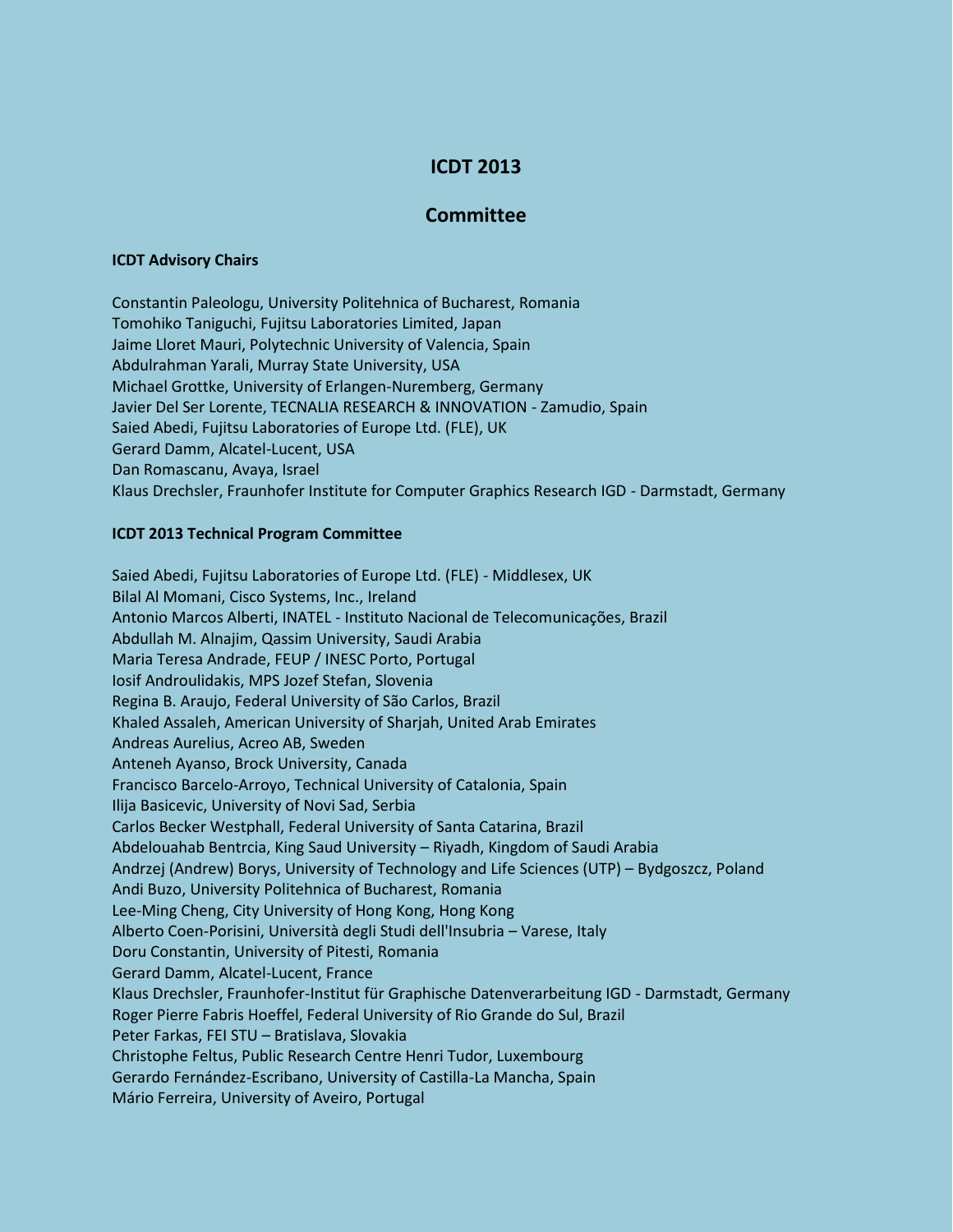# ICDT 2013

## Committee

### ICDT Advisory Chairs

Constantin Paleologu, University Politehnica of Bucharest, Romania
Tomohiko Taniguchi, Fujitsu Laboratories Limited, Japan
Jaime Lloret Mauri, Polytechnic University of Valencia, Spain
Abdulrahman Yarali, Murray State University, USA
Michael Grottke, University of Erlangen-Nuremberg, Germany
Javier Del Ser Lorente, TECNALIA RESEARCH & INNOVATION - Zamudio, Spain
Saied Abedi, Fujitsu Laboratories of Europe Ltd. (FLE), UK
Gerard Damm, Alcatel-Lucent, USA
Dan Romascanu, Avaya, Israel
Klaus Drechsler, Fraunhofer Institute for Computer Graphics Research IGD - Darmstadt, Germany

### ICDT 2013 Technical Program Committee

Saied Abedi, Fujitsu Laboratories of Europe Ltd. (FLE) - Middlesex, UK
Bilal Al Momani, Cisco Systems, Inc., Ireland
Antonio Marcos Alberti, INATEL - Instituto Nacional de Telecomunicações, Brazil
Abdullah M. Alnajim, Qassim University, Saudi Arabia
Maria Teresa Andrade, FEUP / INESC Porto, Portugal
Iosif Androulidakis, MPS Jozef Stefan, Slovenia
Regina B. Araujo, Federal University of São Carlos, Brazil
Khaled Assaleh, American University of Sharjah, United Arab Emirates
Andreas Aurelius, Acreo AB, Sweden
Anteneh Ayanso, Brock University, Canada
Francisco Barcelo-Arroyo, Technical University of Catalonia, Spain
Ilija Basicevic, University of Novi Sad, Serbia
Carlos Becker Westphall, Federal University of Santa Catarina, Brazil
Abdelouahab Bentrcia, King Saud University – Riyadh, Kingdom of Saudi Arabia
Andrzej (Andrew) Borys, University of Technology and Life Sciences (UTP) – Bydgoszcz, Poland
Andi Buzo, University Politehnica of Bucharest, Romania
Lee-Ming Cheng, City University of Hong Kong, Hong Kong
Alberto Coen-Porisini, Università degli Studi dell'Insubria – Varese, Italy
Doru Constantin, University of Pitesti, Romania
Gerard Damm, Alcatel-Lucent, France
Klaus Drechsler, Fraunhofer-Institut für Graphische Datenverarbeitung IGD - Darmstadt, Germany
Roger Pierre Fabris Hoeffel, Federal University of Rio Grande do Sul, Brazil
Peter Farkas, FEI STU – Bratislava, Slovakia
Christophe Feltus, Public Research Centre Henri Tudor, Luxembourg
Gerardo Fernández-Escribano, University of Castilla-La Mancha, Spain
Mário Ferreira, University of Aveiro, Portugal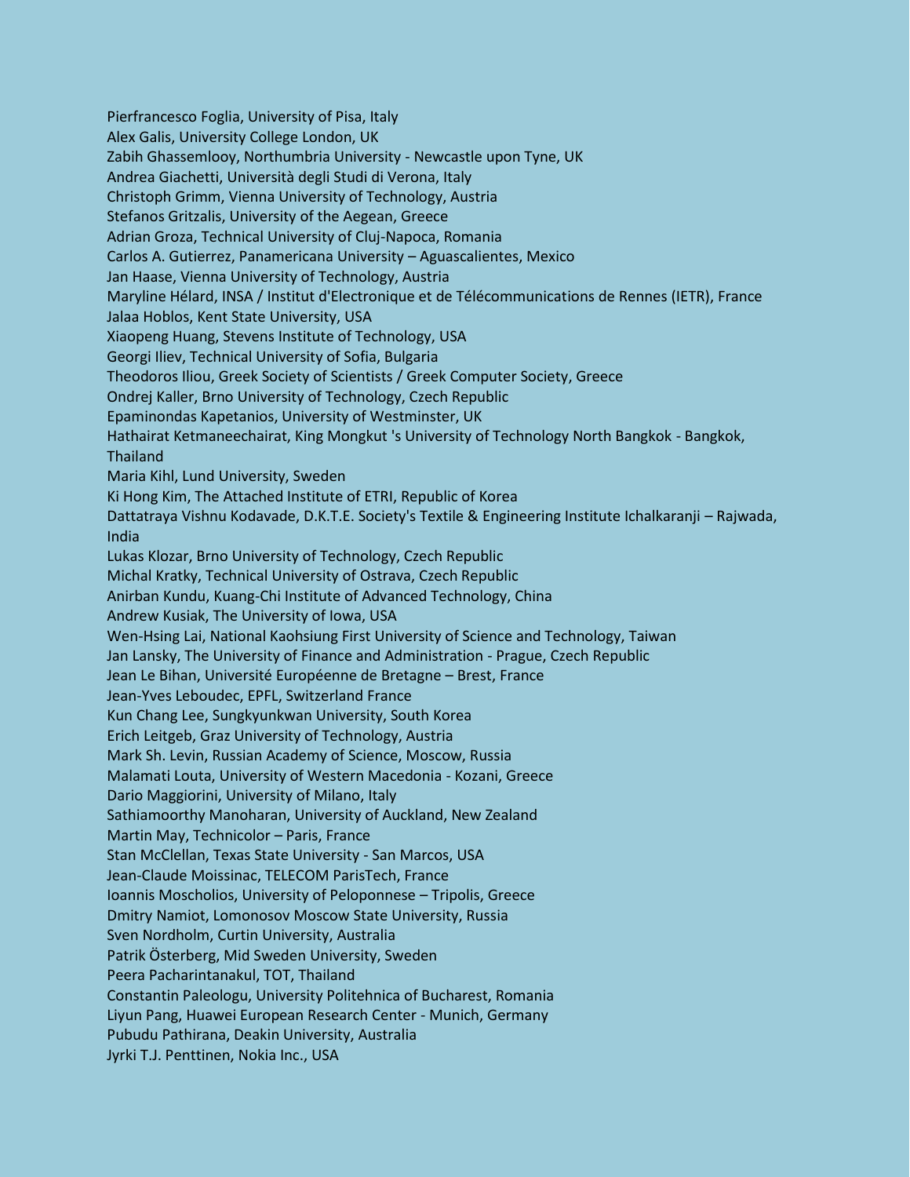Pierfrancesco Foglia, University of Pisa, Italy
Alex Galis, University College London, UK
Zabih Ghassemlooy, Northumbria University - Newcastle upon Tyne, UK
Andrea Giachetti, Università degli Studi di Verona, Italy
Christoph Grimm, Vienna University of Technology, Austria
Stefanos Gritzalis, University of the Aegean, Greece
Adrian Groza, Technical University of Cluj-Napoca, Romania
Carlos A. Gutierrez, Panamericana University – Aguascalientes, Mexico
Jan Haase, Vienna University of Technology, Austria
Maryline Hélard, INSA / Institut d'Electronique et de Télécommunications de Rennes (IETR), France
Jalaa Hoblos, Kent State University, USA
Xiaopeng Huang, Stevens Institute of Technology, USA
Georgi Iliev, Technical University of Sofia, Bulgaria
Theodoros Iliou, Greek Society of Scientists / Greek Computer Society, Greece
Ondrej Kaller, Brno University of Technology, Czech Republic
Epaminondas Kapetanios, University of Westminster, UK
Hathairat Ketmaneechairat, King Mongkut 's University of Technology North Bangkok - Bangkok, Thailand
Maria Kihl, Lund University, Sweden
Ki Hong Kim, The Attached Institute of ETRI, Republic of Korea
Dattatraya Vishnu Kodavade, D.K.T.E. Society's Textile & Engineering Institute Ichalkaranji – Rajwada, India
Lukas Klozar, Brno University of Technology, Czech Republic
Michal Kratky, Technical University of Ostrava, Czech Republic
Anirban Kundu, Kuang-Chi Institute of Advanced Technology, China
Andrew Kusiak, The University of Iowa, USA
Wen-Hsing Lai, National Kaohsiung First University of Science and Technology, Taiwan
Jan Lansky, The University of Finance and Administration - Prague, Czech Republic
Jean Le Bihan, Université Européenne de Bretagne – Brest, France
Jean-Yves Leboudec, EPFL, Switzerland France
Kun Chang Lee, Sungkyunkwan University, South Korea
Erich Leitgeb, Graz University of Technology, Austria
Mark Sh. Levin, Russian Academy of Science, Moscow, Russia
Malamati Louta, University of Western Macedonia - Kozani, Greece
Dario Maggiorini, University of Milano, Italy
Sathiamoorthy Manoharan, University of Auckland, New Zealand
Martin May, Technicolor – Paris, France
Stan McClellan, Texas State University - San Marcos, USA
Jean-Claude Moissinac, TELECOM ParisTech, France
Ioannis Moscholios, University of Peloponnese – Tripolis, Greece
Dmitry Namiot, Lomonosov Moscow State University, Russia
Sven Nordholm, Curtin University, Australia
Patrik Österberg, Mid Sweden University, Sweden
Peera Pacharintanakul, TOT, Thailand
Constantin Paleologu, University Politehnica of Bucharest, Romania
Liyun Pang, Huawei European Research Center - Munich, Germany
Pubudu Pathirana, Deakin University, Australia
Jyrki T.J. Penttinen, Nokia Inc., USA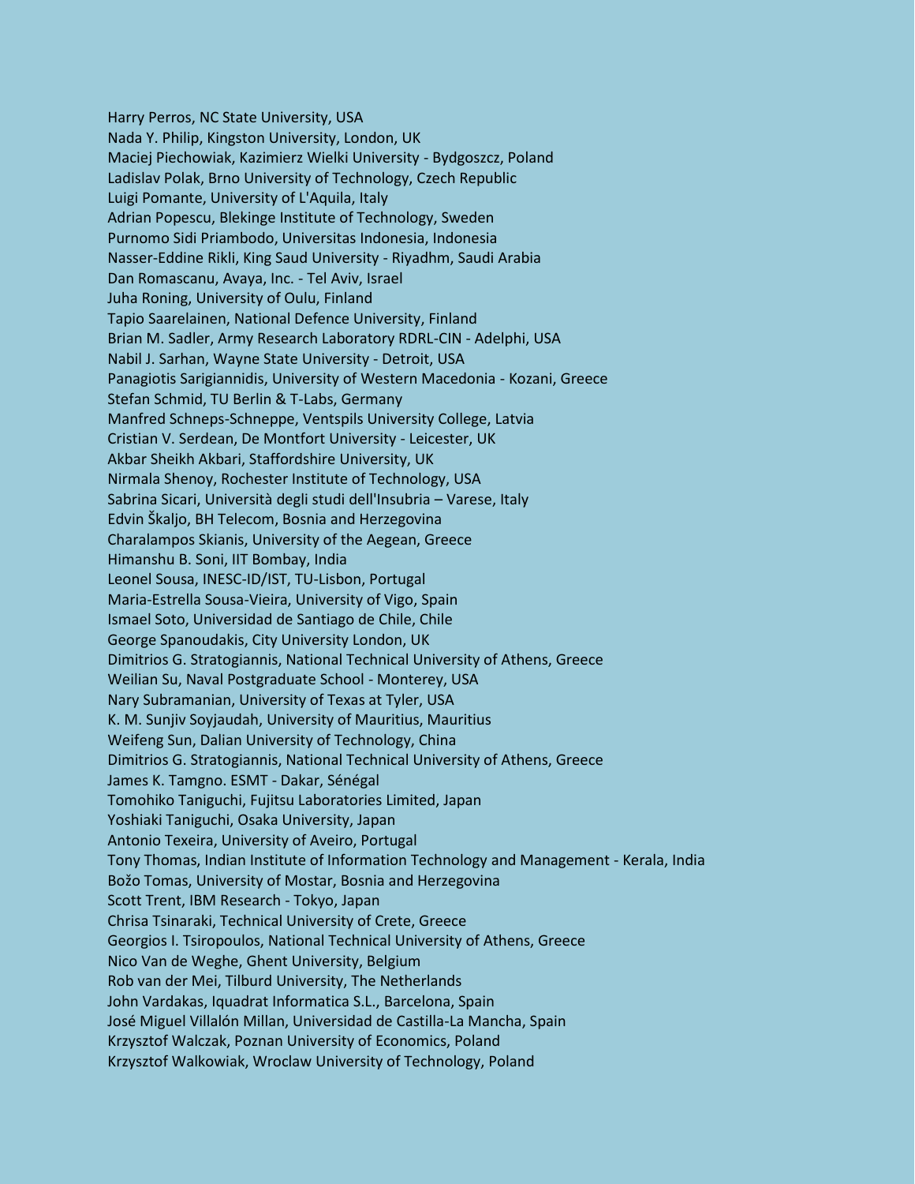Harry Perros, NC State University, USA
Nada Y. Philip, Kingston University, London, UK
Maciej Piechowiak, Kazimierz Wielki University - Bydgoszcz, Poland
Ladislav Polak, Brno University of Technology, Czech Republic
Luigi Pomante, University of L'Aquila, Italy
Adrian Popescu, Blekinge Institute of Technology, Sweden
Purnomo Sidi Priambodo, Universitas Indonesia, Indonesia
Nasser-Eddine Rikli, King Saud University - Riyadhm, Saudi Arabia
Dan Romascanu, Avaya, Inc. - Tel Aviv, Israel
Juha Roning, University of Oulu, Finland
Tapio Saarelainen, National Defence University, Finland
Brian M. Sadler, Army Research Laboratory RDRL-CIN - Adelphi, USA
Nabil J. Sarhan, Wayne State University - Detroit, USA
Panagiotis Sarigiannidis, University of Western Macedonia - Kozani, Greece
Stefan Schmid, TU Berlin & T-Labs, Germany
Manfred Schneps-Schneppe, Ventspils University College, Latvia
Cristian V. Serdean, De Montfort University - Leicester, UK
Akbar Sheikh Akbari, Staffordshire University, UK
Nirmala Shenoy, Rochester Institute of Technology, USA
Sabrina Sicari, Università degli studi dell'Insubria – Varese, Italy
Edvin Škaljo, BH Telecom, Bosnia and Herzegovina
Charalampos Skianis, University of the Aegean, Greece
Himanshu B. Soni, IIT Bombay, India
Leonel Sousa, INESC-ID/IST, TU-Lisbon, Portugal
Maria-Estrella Sousa-Vieira, University of Vigo, Spain
Ismael Soto, Universidad de Santiago de Chile, Chile
George Spanoudakis, City University London, UK
Dimitrios G. Stratogiannis, National Technical University of Athens, Greece
Weilian Su, Naval Postgraduate School - Monterey, USA
Nary Subramanian, University of Texas at Tyler, USA
K. M. Sunjiv Soyjaudah, University of Mauritius, Mauritius
Weifeng Sun, Dalian University of Technology, China
Dimitrios G. Stratogiannis, National Technical University of Athens, Greece
James K. Tamgno. ESMT - Dakar, Sénégal
Tomohiko Taniguchi, Fujitsu Laboratories Limited, Japan
Yoshiaki Taniguchi, Osaka University, Japan
Antonio Texeira, University of Aveiro, Portugal
Tony Thomas, Indian Institute of Information Technology and Management - Kerala, India
Božo Tomas, University of Mostar, Bosnia and Herzegovina
Scott Trent, IBM Research - Tokyo, Japan
Chrisa Tsinaraki, Technical University of Crete, Greece
Georgios I. Tsiropoulos, National Technical University of Athens, Greece
Nico Van de Weghe, Ghent University, Belgium
Rob van der Mei, Tilburd University, The Netherlands
John Vardakas, Iquadrat Informatica S.L., Barcelona, Spain
José Miguel Villalón Millan, Universidad de Castilla-La Mancha, Spain
Krzysztof Walczak, Poznan University of Economics, Poland
Krzysztof Walkowiak, Wroclaw University of Technology, Poland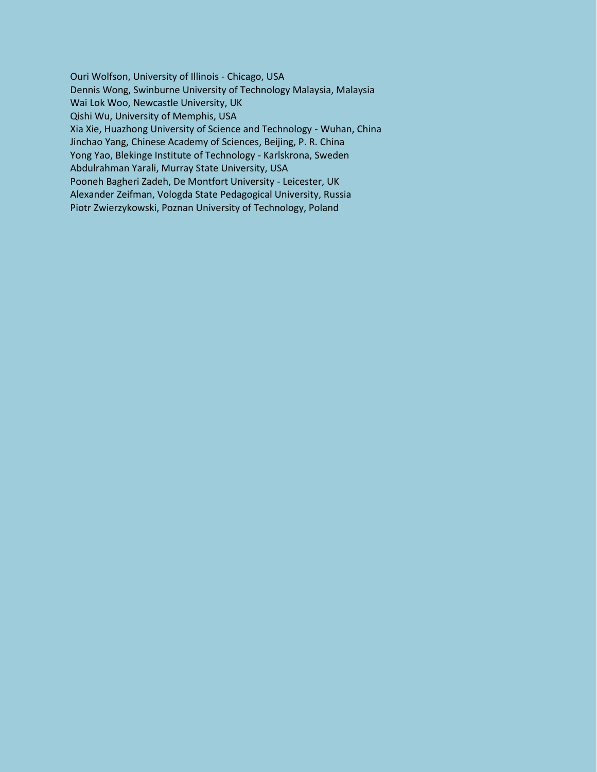Ouri Wolfson, University of Illinois - Chicago, USA
Dennis Wong, Swinburne University of Technology Malaysia, Malaysia
Wai Lok Woo, Newcastle University, UK
Qishi Wu, University of Memphis, USA
Xia Xie, Huazhong University of Science and Technology - Wuhan, China
Jinchao Yang, Chinese Academy of Sciences, Beijing, P. R. China
Yong Yao, Blekinge Institute of Technology - Karlskrona, Sweden
Abdulrahman Yarali, Murray State University, USA
Pooneh Bagheri Zadeh, De Montfort University - Leicester, UK
Alexander Zeifman, Vologda State Pedagogical University, Russia
Piotr Zwierzykowski, Poznan University of Technology, Poland